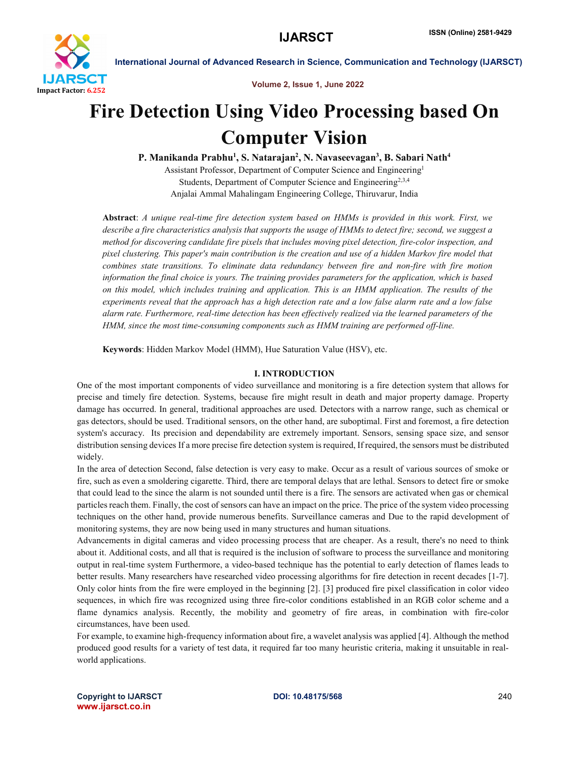# Fire Detection Using Video Processing based On Computer Vision

**P. Manikanda Prabhu[1], S. Natarajan[2], N. Navaseevagan[3], B. Sabari Nath[4]**

Assistant Professor, Department of Computer Science and Engineering[1]

Students, Department of Computer Science and Engineering[2,3,4]

Anjalai Ammal Mahalingam Engineering College, Thiruvarur, India

**Abstract**: *A unique real-time fire detection system based on HMMs is provided in this work. First, we describe a fire characteristics analysis that supports the usage of HMMs to detect fire; second, we suggest a method for discovering candidate fire pixels that includes moving pixel detection, fire-color inspection, and pixel clustering. This paper's main contribution is the creation and use of a hidden Markov fire model that combines state transitions. To eliminate data redundancy between fire and non-fire with fire motion information the final choice is yours. The training provides parameters for the application, which is based on this model, which includes training and application. This is an HMM application. The results of the experiments reveal that the approach has a high detection rate and a low false alarm rate and a low false alarm rate. Furthermore, real-time detection has been effectively realized via the learned parameters of the HMM, since the most time-consuming components such as HMM training are performed off-line.*

**Keywords**: Hidden Markov Model (HMM), Hue Saturation Value (HSV), etc.

## I. INTRODUCTION

One of the most important components of video surveillance and monitoring is a fire detection system that allows for precise and timely fire detection. Systems, because fire might result in death and major property damage. Property damage has occurred. In general, traditional approaches are used. Detectors with a narrow range, such as chemical or gas detectors, should be used. Traditional sensors, on the other hand, are suboptimal. First and foremost, a fire detection system's accuracy. Its precision and dependability are extremely important. Sensors, sensing space size, and sensor distribution sensing devices If a more precise fire detection system is required, If required, the sensors must be distributed widely.

In the area of detection Second, false detection is very easy to make. Occur as a result of various sources of smoke or fire, such as even a smoldering cigarette. Third, there are temporal delays that are lethal. Sensors to detect fire or smoke that could lead to the since the alarm is not sounded until there is a fire. The sensors are activated when gas or chemical particles reach them. Finally, the cost of sensors can have an impact on the price. The price of the system video processing techniques on the other hand, provide numerous benefits. Surveillance cameras and Due to the rapid development of monitoring systems, they are now being used in many structures and human situations.

Advancements in digital cameras and video processing process that are cheaper. As a result, there's no need to think about it. Additional costs, and all that is required is the inclusion of software to process the surveillance and monitoring output in real-time system Furthermore, a video-based technique has the potential to early detection of flames leads to better results. Many researchers have researched video processing algorithms for fire detection in recent decades [1-7]. Only color hints from the fire were employed in the beginning [2]. [3] produced fire pixel classification in color video sequences, in which fire was recognized using three fire-color conditions established in an RGB color scheme and a flame dynamics analysis. Recently, the mobility and geometry of fire areas, in combination with fire-color circumstances, have been used.

For example, to examine high-frequency information about fire, a wavelet analysis was applied [4]. Although the method produced good results for a variety of test data, it required far too many heuristic criteria, making it unsuitable in real-world applications.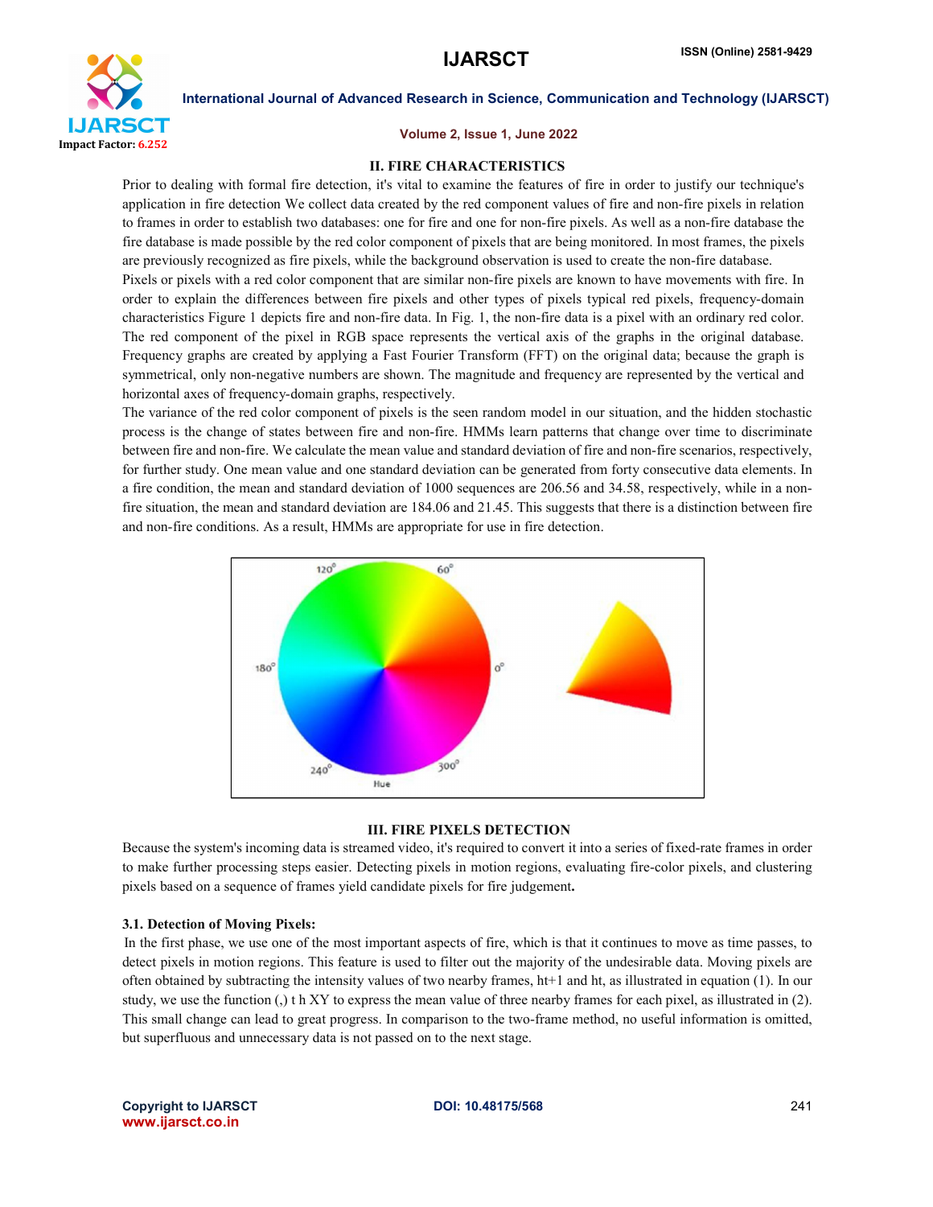## II. FIRE CHARACTERISTICS

Prior to dealing with formal fire detection, it's vital to examine the features of fire in order to justify our technique's application in fire detection We collect data created by the red component values of fire and non-fire pixels in relation to frames in order to establish two databases: one for fire and one for non-fire pixels. As well as a non-fire database the fire database is made possible by the red color component of pixels that are being monitored. In most frames, the pixels are previously recognized as fire pixels, while the background observation is used to create the non-fire database.

Pixels or pixels with a red color component that are similar non-fire pixels are known to have movements with fire. In order to explain the differences between fire pixels and other types of pixels typical red pixels, frequency-domain characteristics Figure 1 depicts fire and non-fire data. In Fig. 1, the non-fire data is a pixel with an ordinary red color. The red component of the pixel in RGB space represents the vertical axis of the graphs in the original database. Frequency graphs are created by applying a Fast Fourier Transform (FFT) on the original data; because the graph is symmetrical, only non-negative numbers are shown. The magnitude and frequency are represented by the vertical and horizontal axes of frequency-domain graphs, respectively.

The variance of the red color component of pixels is the seen random model in our situation, and the hidden stochastic process is the change of states between fire and non-fire. HMMs learn patterns that change over time to discriminate between fire and non-fire. We calculate the mean value and standard deviation of fire and non-fire scenarios, respectively, for further study. One mean value and one standard deviation can be generated from forty consecutive data elements. In a fire condition, the mean and standard deviation of 1000 sequences are 206.56 and 34.58, respectively, while in a non-fire situation, the mean and standard deviation are 184.06 and 21.45. This suggests that there is a distinction between fire and non-fire conditions. As a result, HMMs are appropriate for use in fire detection.

## III. FIRE PIXELS DETECTION

Because the system's incoming data is streamed video, it's required to convert it into a series of fixed-rate frames in order to make further processing steps easier. Detecting pixels in motion regions, evaluating fire-color pixels, and clustering pixels based on a sequence of frames yield candidate pixels for fire judgement**.**

### 3.1. Detection of Moving Pixels:

In the first phase, we use one of the most important aspects of fire, which is that it continues to move as time passes, to detect pixels in motion regions. This feature is used to filter out the majority of the undesirable data. Moving pixels are often obtained by subtracting the intensity values of two nearby frames, ht+1 and ht, as illustrated in equation (1). In our study, we use the function (,) t h XY to express the mean value of three nearby frames for each pixel, as illustrated in (2). This small change can lead to great progress. In comparison to the two-frame method, no useful information is omitted, but superfluous and unnecessary data is not passed on to the next stage.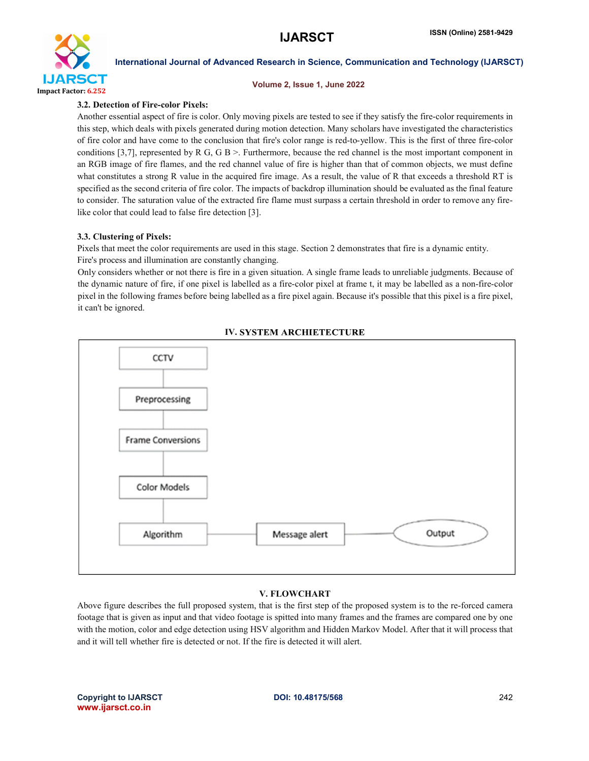### 3.2. Detection of Fire-color Pixels:

Another essential aspect of fire is color. Only moving pixels are tested to see if they satisfy the fire-color requirements in this step, which deals with pixels generated during motion detection. Many scholars have investigated the characteristics of fire color and have come to the conclusion that fire's color range is red-to-yellow. This is the first of three fire-color conditions [3,7], represented by R G, G B >. Furthermore, because the red channel is the most important component in an RGB image of fire flames, and the red channel value of fire is higher than that of common objects, we must define what constitutes a strong R value in the acquired fire image. As a result, the value of R that exceeds a threshold RT is specified as the second criteria of fire color. The impacts of backdrop illumination should be evaluated as the final feature to consider. The saturation value of the extracted fire flame must surpass a certain threshold in order to remove any fire-like color that could lead to false fire detection [3].

### 3.3. Clustering of Pixels:

Pixels that meet the color requirements are used in this stage. Section 2 demonstrates that fire is a dynamic entity.
Fire's process and illumination are constantly changing.
Only considers whether or not there is fire in a given situation. A single frame leads to unreliable judgments. Because of the dynamic nature of fire, if one pixel is labelled as a fire-color pixel at frame t, it may be labelled as a non-fire-color pixel in the following frames before being labelled as a fire pixel again. Because it's possible that this pixel is a fire pixel, it can't be ignored.

## IV. SYSTEM ARCHIETECTURE

CCTV → Preprocessing → Frame Conversions → Color Models → Algorithm → Message alert → Output

## V. FLOWCHART

Above figure describes the full proposed system, that is the first step of the proposed system is to the re-forced camera footage that is given as input and that video footage is spitted into many frames and the frames are compared one by one with the motion, color and edge detection using HSV algorithm and Hidden Markov Model. After that it will process that and it will tell whether fire is detected or not. If the fire is detected it will alert.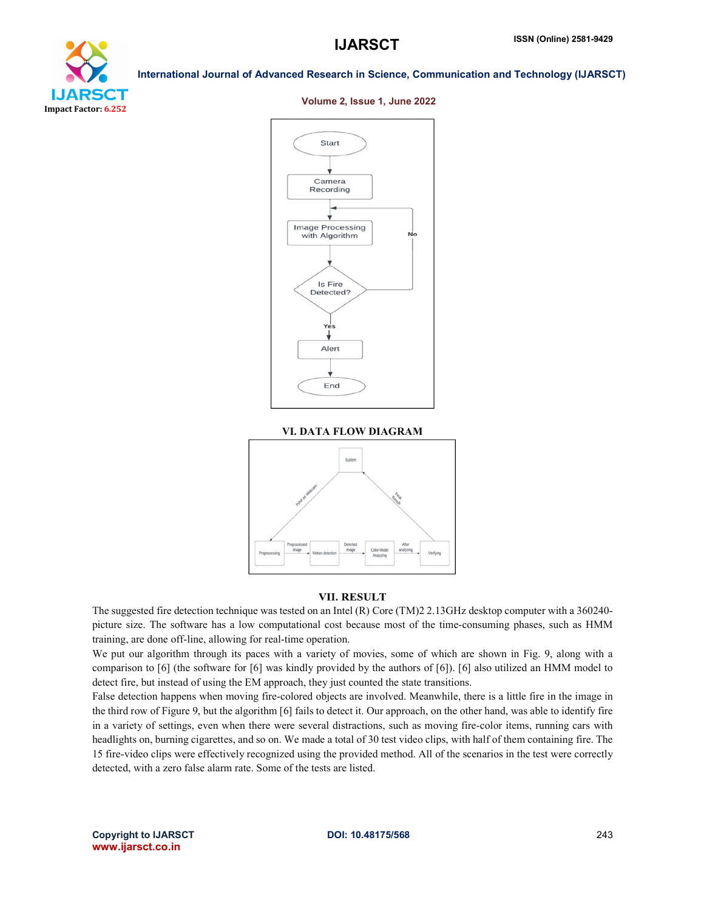## VI. DATA FLOW DIAGRAM

## VII. RESULT

The suggested fire detection technique was tested on an Intel (R) Core (TM)2 2.13GHz desktop computer with a 360240-picture size. The software has a low computational cost because most of the time-consuming phases, such as HMM training, are done off-line, allowing for real-time operation.

We put our algorithm through its paces with a variety of movies, some of which are shown in Fig. 9, along with a comparison to [6] (the software for [6] was kindly provided by the authors of [6]). [6] also utilized an HMM model to detect fire, but instead of using the EM approach, they just counted the state transitions.

False detection happens when moving fire-colored objects are involved. Meanwhile, there is a little fire in the image in the third row of Figure 9, but the algorithm [6] fails to detect it. Our approach, on the other hand, was able to identify fire in a variety of settings, even when there were several distractions, such as moving fire-color items, running cars with headlights on, burning cigarettes, and so on. We made a total of 30 test video clips, with half of them containing fire. The 15 fire-video clips were effectively recognized using the provided method. All of the scenarios in the test were correctly detected, with a zero false alarm rate. Some of the tests are listed.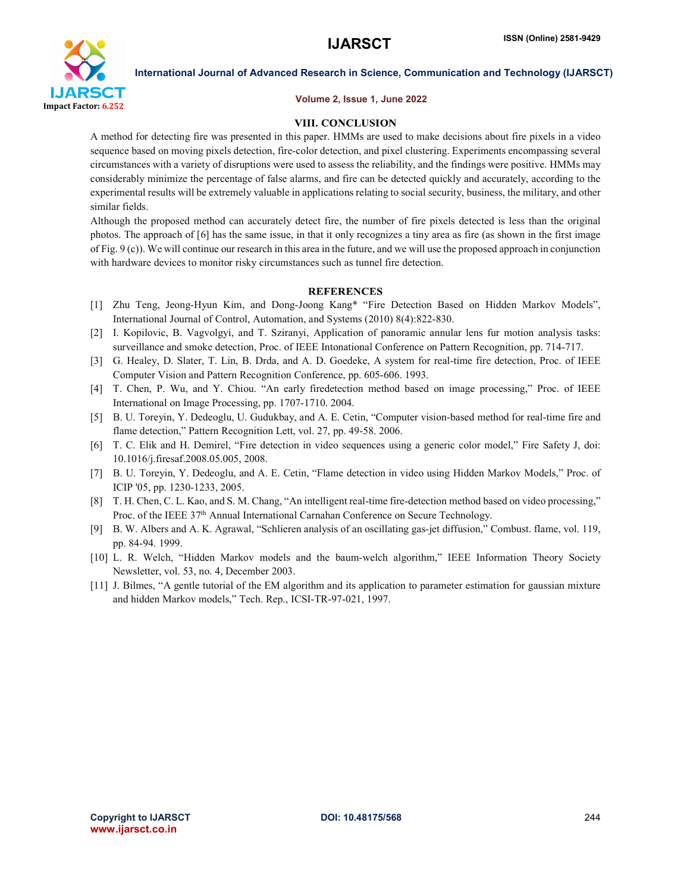## VIII. CONCLUSION

A method for detecting fire was presented in this paper. HMMs are used to make decisions about fire pixels in a video sequence based on moving pixels detection, fire-color detection, and pixel clustering. Experiments encompassing several circumstances with a variety of disruptions were used to assess the reliability, and the findings were positive. HMMs may considerably minimize the percentage of false alarms, and fire can be detected quickly and accurately, according to the experimental results will be extremely valuable in applications relating to social security, business, the military, and other similar fields.

Although the proposed method can accurately detect fire, the number of fire pixels detected is less than the original photos. The approach of [6] has the same issue, in that it only recognizes a tiny area as fire (as shown in the first image of Fig. 9 (c)). We will continue our research in this area in the future, and we will use the proposed approach in conjunction with hardware devices to monitor risky circumstances such as tunnel fire detection.

## REFERENCES

[1] Zhu Teng, Jeong-Hyun Kim, and Dong-Joong Kang* "Fire Detection Based on Hidden Markov Models", International Journal of Control, Automation, and Systems (2010) 8(4):822-830.

[2] I. Kopilovic, B. Vagvolgyi, and T. Sziranyi, Application of panoramic annular lens fur motion analysis tasks: surveillance and smoke detection, Proc. of IEEE Intonational Conference on Pattern Recognition, pp. 714-717.

[3] G. Healey, D. Slater, T. Lin, B. Drda, and A. D. Goedeke, A system for real-time fire detection, Proc. of IEEE Computer Vision and Pattern Recognition Conference, pp. 605-606. 1993.

[4] T. Chen, P. Wu, and Y. Chiou. "An early firedetection method based on image processing," Proc. of IEEE International on Image Processing, pp. 1707-1710. 2004.

[5] B. U. Toreyin, Y. Dedeoglu, U. Gudukbay, and A. E. Cetin, "Computer vision-based method for real-time fire and flame detection," Pattern Recognition Lett, vol. 27, pp. 49-58. 2006.

[6] T. C. Elik and H. Demirel, "Fire detection in video sequences using a generic color model," Fire Safety J, doi: 10.1016/j.firesaf.2008.05.005, 2008.

[7] B. U. Toreyin, Y. Dedeoglu, and A. E. Cetin, "Flame detection in video using Hidden Markov Models," Proc. of ICIP '05, pp. 1230-1233, 2005.

[8] T. H. Chen, C. L. Kao, and S. M. Chang, "An intelligent real-time fire-detection method based on video processing," Proc. of the IEEE 37th Annual International Carnahan Conference on Secure Technology.

[9] B. W. Albers and A. K. Agrawal, "Schlieren analysis of an oscillating gas-jet diffusion," Combust. flame, vol. 119, pp. 84-94. 1999.

[10] L. R. Welch, "Hidden Markov models and the baum-welch algorithm," IEEE Information Theory Society Newsletter, vol. 53, no. 4, December 2003.

[11] J. Bilmes, "A gentle tutorial of the EM algorithm and its application to parameter estimation for gaussian mixture and hidden Markov models," Tech. Rep., ICSI-TR-97-021, 1997.